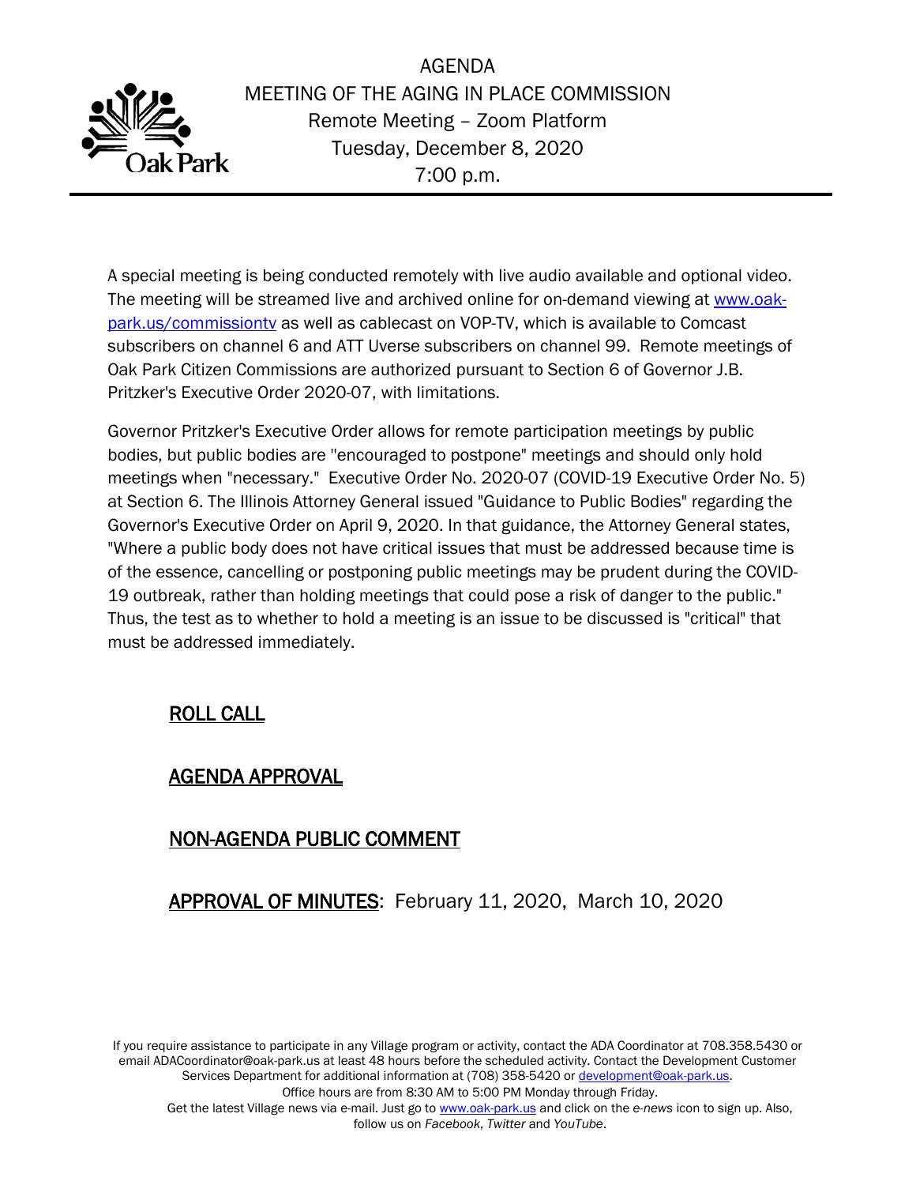# AGENDA

## MEETING OF THE AGING IN PLACE COMMISSION

Remote Meeting – Zoom Platform

Tuesday, December 8, 2020

7:00 p.m.

Oak Park

A special meeting is being conducted remotely with live audio available and optional video. The meeting will be streamed live and archived online for on-demand viewing at www.oak-park.us/commissiontv as well as cablecast on VOP-TV, which is available to Comcast subscribers on channel 6 and ATT Uverse subscribers on channel 99. Remote meetings of Oak Park Citizen Commissions are authorized pursuant to Section 6 of Governor J.B. Pritzker's Executive Order 2020-07, with limitations.

Governor Pritzker's Executive Order allows for remote participation meetings by public bodies, but public bodies are "encouraged to postpone" meetings and should only hold meetings when "necessary." Executive Order No. 2020-07 (COVID-19 Executive Order No. 5) at Section 6. The Illinois Attorney General issued "Guidance to Public Bodies" regarding the Governor's Executive Order on April 9, 2020. In that guidance, the Attorney General states, "Where a public body does not have critical issues that must be addressed because time is of the essence, cancelling or postponing public meetings may be prudent during the COVID-19 outbreak, rather than holding meetings that could pose a risk of danger to the public." Thus, the test as to whether to hold a meeting is an issue to be discussed is "critical" that must be addressed immediately.

**ROLL CALL**

**AGENDA APPROVAL**

**NON-AGENDA PUBLIC COMMENT**

**APPROVAL OF MINUTES**: February 11, 2020, March 10, 2020

If you require assistance to participate in any Village program or activity, contact the ADA Coordinator at 708.358.5430 or email ADACoordinator@oak-park.us at least 48 hours before the scheduled activity. Contact the Development Customer Services Department for additional information at (708) 358-5420 or development@oak-park.us.
Office hours are from 8:30 AM to 5:00 PM Monday through Friday.
Get the latest Village news via e-mail. Just go to www.oak-park.us and click on the *e-news* icon to sign up. Also, follow us on *Facebook*, *Twitter* and *YouTube*.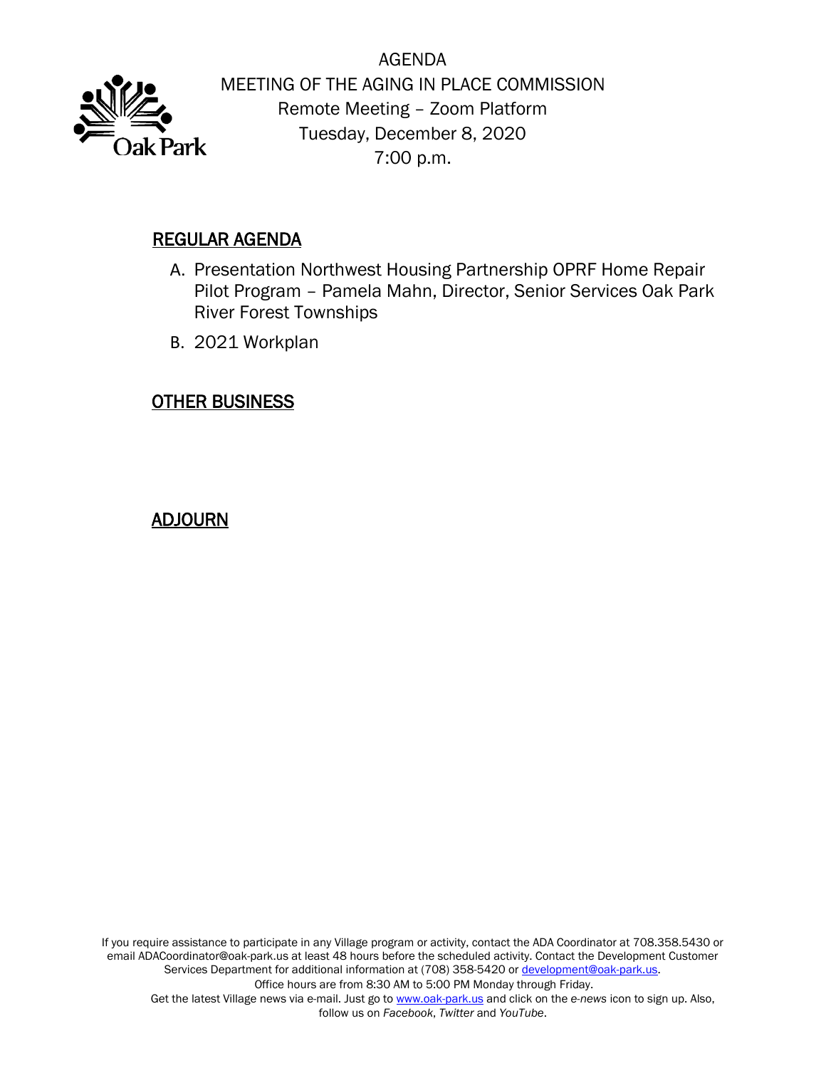AGENDA

MEETING OF THE AGING IN PLACE COMMISSION

Remote Meeting – Zoom Platform

Tuesday, December 8, 2020

7:00 p.m.

## REGULAR AGENDA

A. Presentation Northwest Housing Partnership OPRF Home Repair Pilot Program – Pamela Mahn, Director, Senior Services Oak Park River Forest Townships

B. 2021 Workplan

## OTHER BUSINESS

## ADJOURN

If you require assistance to participate in any Village program or activity, contact the ADA Coordinator at 708.358.5430 or email ADACoordinator@oak-park.us at least 48 hours before the scheduled activity. Contact the Development Customer Services Department for additional information at (708) 358-5420 or development@oak-park.us.

Office hours are from 8:30 AM to 5:00 PM Monday through Friday.

Get the latest Village news via e-mail. Just go to www.oak-park.us and click on the *e-news* icon to sign up. Also, follow us on *Facebook*, *Twitter* and *YouTube*.